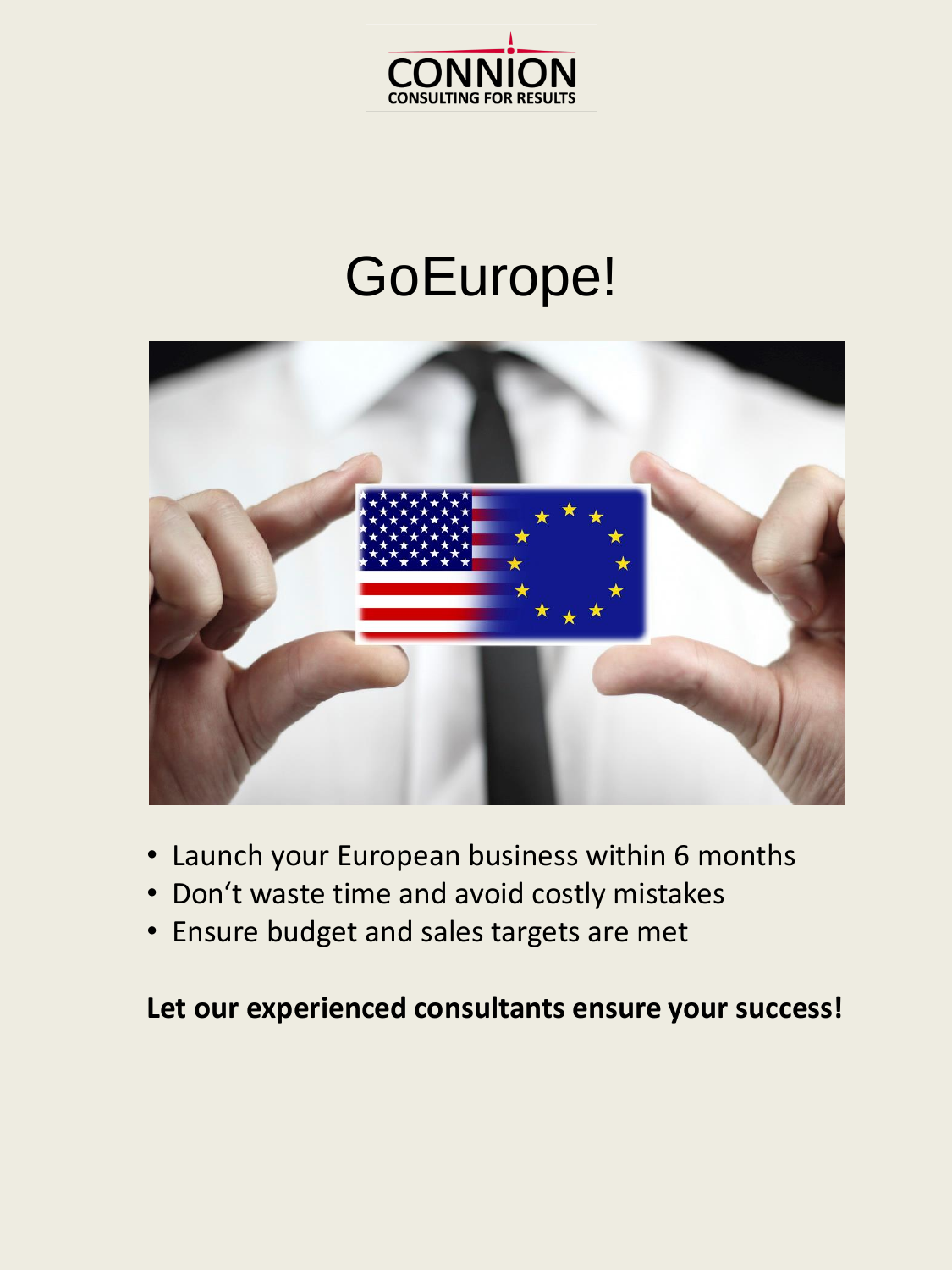CONNION
CONSULTING FOR RESULTS

# GoEurope!

- Launch your European business within 6 months
- Don‘t waste time and avoid costly mistakes
- Ensure budget and sales targets are met

**Let our experienced consultants ensure your success!**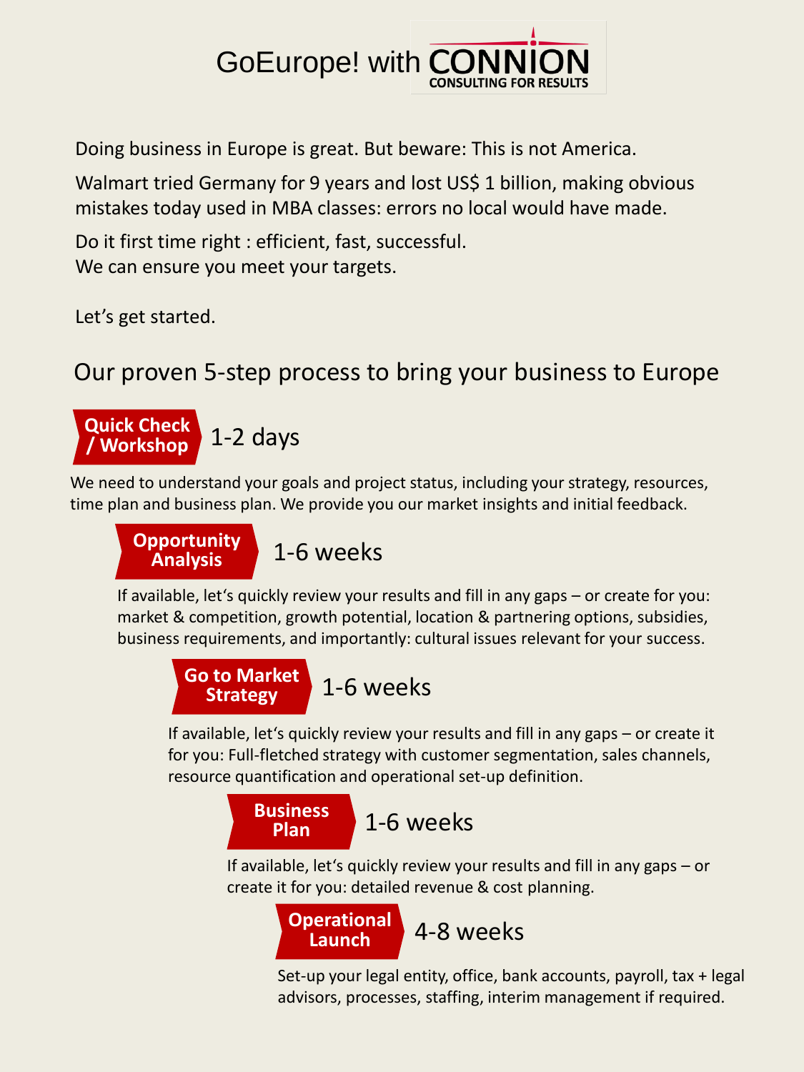# GoEurope! with CONNION

CONSULTING FOR RESULTS

Doing business in Europe is great. But beware: This is not America.

Walmart tried Germany for 9 years and lost US$ 1 billion, making obvious mistakes today used in MBA classes: errors no local would have made.

Do it first time right : efficient, fast, successful.
We can ensure you meet your targets.

Let's get started.

## Our proven 5-step process to bring your business to Europe

### Quick Check / Workshop — 1-2 days

We need to understand your goals and project status, including your strategy, resources, time plan and business plan. We provide you our market insights and initial feedback.

### Opportunity Analysis — 1-6 weeks

If available, let's quickly review your results and fill in any gaps – or create for you: market & competition, growth potential, location & partnering options, subsidies, business requirements, and importantly: cultural issues relevant for your success.

### Go to Market Strategy — 1-6 weeks

If available, let's quickly review your results and fill in any gaps – or create it for you: Full-fletched strategy with customer segmentation, sales channels, resource quantification and operational set-up definition.

### Business Plan — 1-6 weeks

If available, let's quickly review your results and fill in any gaps – or create it for you: detailed revenue & cost planning.

### Operational Launch — 4-8 weeks

Set-up your legal entity, office, bank accounts, payroll, tax + legal advisors, processes, staffing, interim management if required.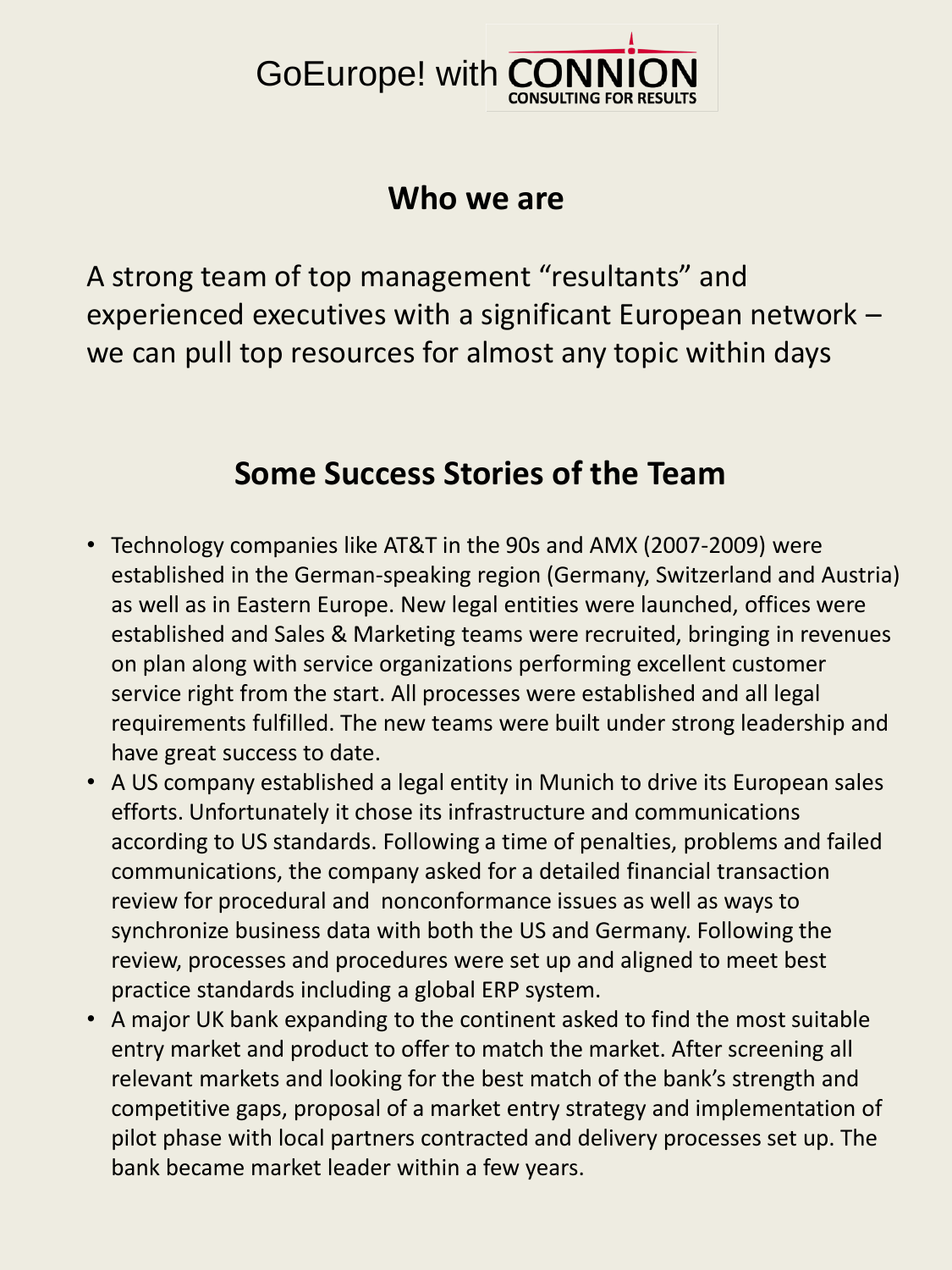GoEurope! with CONNION CONSULTING FOR RESULTS

## Who we are

A strong team of top management "resultants" and experienced executives with a significant European network – we can pull top resources for almost any topic within days

## Some Success Stories of the Team

- Technology companies like AT&T in the 90s and AMX (2007-2009) were established in the German-speaking region (Germany, Switzerland and Austria) as well as in Eastern Europe. New legal entities were launched, offices were established and Sales & Marketing teams were recruited, bringing in revenues on plan along with service organizations performing excellent customer service right from the start. All processes were established and all legal requirements fulfilled. The new teams were built under strong leadership and have great success to date.
- A US company established a legal entity in Munich to drive its European sales efforts. Unfortunately it chose its infrastructure and communications according to US standards. Following a time of penalties, problems and failed communications, the company asked for a detailed financial transaction review for procedural and nonconformance issues as well as ways to synchronize business data with both the US and Germany. Following the review, processes and procedures were set up and aligned to meet best practice standards including a global ERP system.
- A major UK bank expanding to the continent asked to find the most suitable entry market and product to offer to match the market. After screening all relevant markets and looking for the best match of the bank's strength and competitive gaps, proposal of a market entry strategy and implementation of pilot phase with local partners contracted and delivery processes set up. The bank became market leader within a few years.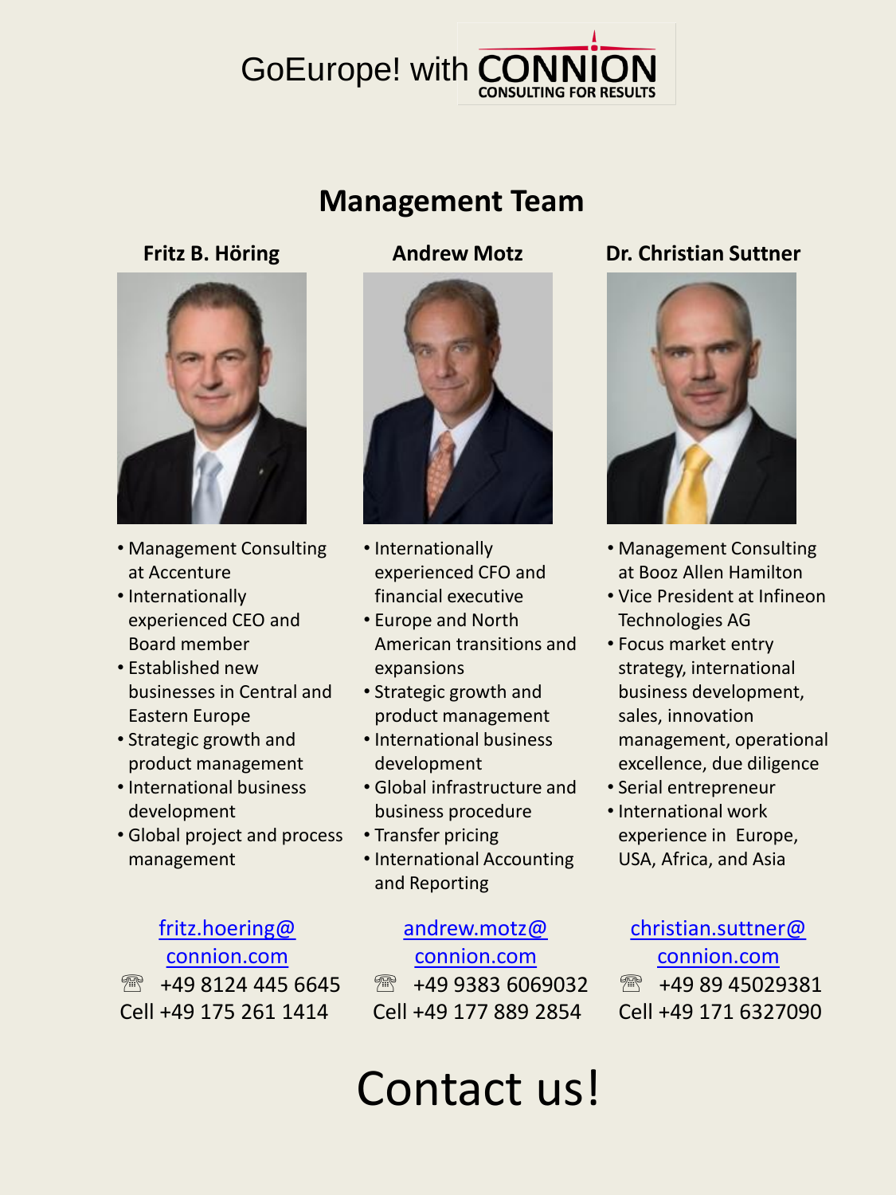GoEurope! with CONNION
CONSULTING FOR RESULTS

## Management Team

### Fritz B. Höring

- Management Consulting at Accenture
- Internationally experienced CEO and Board member
- Established new businesses in Central and Eastern Europe
- Strategic growth and product management
- International business development
- Global project and process management

fritz.hoering@connion.com
☏ +49 8124 445 6645
Cell +49 175 261 1414

### Andrew Motz

- Internationally experienced CFO and financial executive
- Europe and North American transitions and expansions
- Strategic growth and product management
- International business development
- Global infrastructure and business procedure
- Transfer pricing
- International Accounting and Reporting

andrew.motz@connion.com
☏ +49 9383 6069032
Cell +49 177 889 2854

### Dr. Christian Suttner

- Management Consulting at Booz Allen Hamilton
- Vice President at Infineon Technologies AG
- Focus market entry strategy, international business development, sales, innovation management, operational excellence, due diligence
- Serial entrepreneur
- International work experience in Europe, USA, Africa, and Asia

christian.suttner@connion.com
☏ +49 89 45029381
Cell +49 171 6327090

# Contact us!